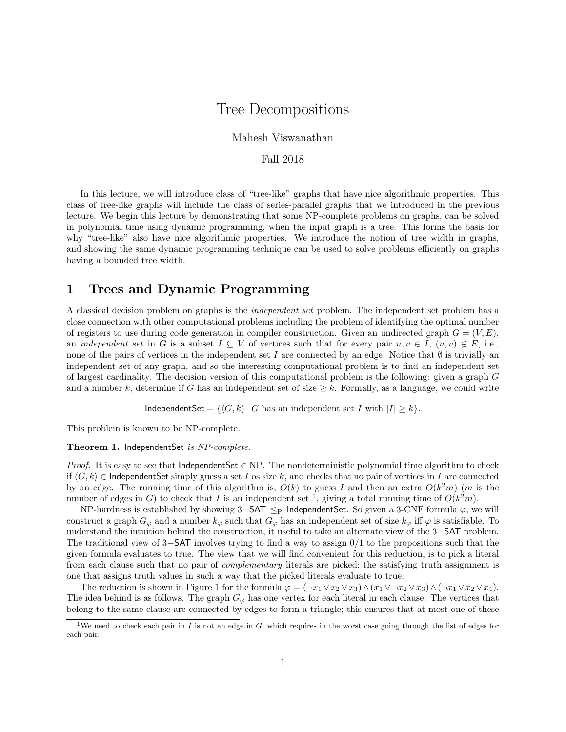# Tree Decompositions

Mahesh Viswanathan

Fall 2018

In this lecture, we will introduce class of "tree-like" graphs that have nice algorithmic properties. This class of tree-like graphs will include the class of series-parallel graphs that we introduced in the previous lecture. We begin this lecture by demonstrating that some NP-complete problems on graphs, can be solved in polynomial time using dynamic programming, when the input graph is a tree. This forms the basis for why "tree-like" also have nice algorithmic properties. We introduce the notion of tree width in graphs, and showing the same dynamic programming technique can be used to solve problems efficiently on graphs having a bounded tree width.

## 1 Trees and Dynamic Programming

A classical decision problem on graphs is the *independent set* problem. The independent set problem has a close connection with other computational problems including the problem of identifying the optimal number of registers to use during code generation in compiler construction. Given an undirected graph $G = (V, E)$, an *independent set* in $G$ is a subset $I \subseteq V$ of vertices such that for every pair $u, v \in I$, $(u, v) \notin E$, i.e., none of the pairs of vertices in the independent set $I$ are connected by an edge. Notice that $\emptyset$ is trivially an independent set of any graph, and so the interesting computational problem is to find an independent set of largest cardinality. The decision version of this computational problem is the following: given a graph $G$ and a number $k$, determine if $G$ has an independent set of size $\geq k$. Formally, as a language, we could write

$$\mathsf{IndependentSet} = \{\langle G, k\rangle \mid G \text{ has an independent set } I \text{ with } |I| \geq k\}.$$

This problem is known to be NP-complete.

**Theorem 1.** $\mathsf{IndependentSet}$ *is NP-complete.*

*Proof.* It is easy to see that $\mathsf{IndependentSet} \in$ NP. The nondeterministic polynomial time algorithm to check if $\langle G, k\rangle \in \mathsf{IndependentSet}$ simply guess a set $I$ os size $k$, and checks that no pair of vertices in $I$ are connected by an edge. The running time of this algorithm is, $O(k)$ to guess $I$ and then an extra $O(k^2 m)$ ($m$ is the number of edges in $G$) to check that $I$ is an independent set [1], giving a total running time of $O(k^2 m)$.

NP-hardness is established by showing $3-\mathsf{SAT} \leq_{\mathrm{P}} \mathsf{IndependentSet}$. So given a 3-CNF formula $\varphi$, we will construct a graph $G_\varphi$ and a number $k_\varphi$ such that $G_\varphi$ has an independent set of size $k_\varphi$ iff $\varphi$ is satisfiable. To understand the intuition behind the construction, it useful to take an alternate view of the $3-\mathsf{SAT}$ problem. The traditional view of $3-\mathsf{SAT}$ involves trying to find a way to assign 0/1 to the propositions such that the given formula evaluates to true. The view that we will find convenient for this reduction, is to pick a literal from each clause such that no pair of *complementary* literals are picked; the satisfying truth assignment is one that assigns truth values in such a way that the picked literals evaluate to true.

The reduction is shown in Figure 1 for the formula $\varphi = (\neg x_1 \vee x_2 \vee x_3) \wedge (x_1 \vee \neg x_2 \vee x_3) \wedge (\neg x_1 \vee x_2 \vee x_4)$. The idea behind is as follows. The graph $G_\varphi$ has one vertex for each literal in each clause. The vertices that belong to the same clause are connected by edges to form a triangle; this ensures that at most one of these

[1] We need to check each pair in $I$ is not an edge in $G$, which requires in the worst case going through the list of edges for each pair.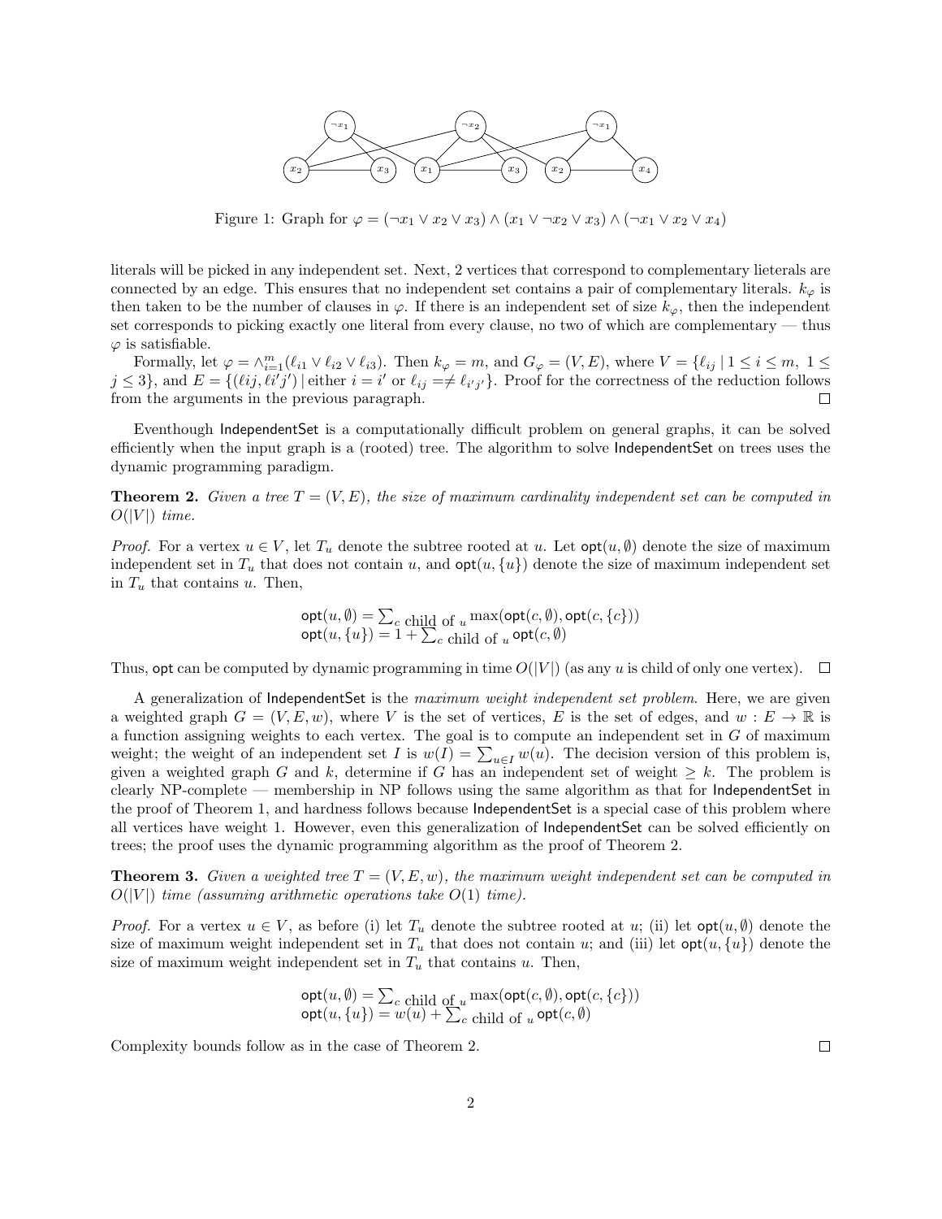Figure 1: Graph for $\varphi = (\neg x_1 \vee x_2 \vee x_3) \wedge (x_1 \vee \neg x_2 \vee x_3) \wedge (\neg x_1 \vee x_2 \vee x_4)$

literals will be picked in any independent set. Next, 2 vertices that correspond to complementary lieterals are connected by an edge. This ensures that no independent set contains a pair of complementary literals. $k_\varphi$ is then taken to be the number of clauses in $\varphi$. If there is an independent set of size $k_\varphi$, then the independent set corresponds to picking exactly one literal from every clause, no two of which are complementary — thus $\varphi$ is satisfiable.

Formally, let $\varphi = \wedge_{i=1}^{m}(\ell_{i1} \vee \ell_{i2} \vee \ell_{i3})$. Then $k_\varphi = m$, and $G_\varphi = (V, E)$, where $V = \{\ell_{ij} \mid 1 \leq i \leq m,\ 1 \leq j \leq 3\}$, and $E = \{(\ell ij, \ell i'j') \mid \text{either } i = i' \text{ or } \ell_{ij} =\neq \ell_{i'j'}\}$. Proof for the correctness of the reduction follows from the arguments in the previous paragraph. □

Eventhough IndependentSet is a computationally difficult problem on general graphs, it can be solved efficiently when the input graph is a (rooted) tree. The algorithm to solve IndependentSet on trees uses the dynamic programming paradigm.

**Theorem 2.** *Given a tree $T = (V, E)$, the size of maximum cardinality independent set can be computed in $O(|V|)$ time.*

*Proof.* For a vertex $u \in V$, let $T_u$ denote the subtree rooted at $u$. Let $\mathsf{opt}(u, \emptyset)$ denote the size of maximum independent set in $T_u$ that does not contain $u$, and $\mathsf{opt}(u, \{u\})$ denote the size of maximum independent set in $T_u$ that contains $u$. Then,

$$\begin{aligned}
\mathsf{opt}(u, \emptyset) &= \textstyle\sum_{c \text{ child of } u} \max(\mathsf{opt}(c, \emptyset), \mathsf{opt}(c, \{c\})) \\
\mathsf{opt}(u, \{u\}) &= 1 + \textstyle\sum_{c \text{ child of } u} \mathsf{opt}(c, \emptyset)
\end{aligned}$$

Thus, $\mathsf{opt}$ can be computed by dynamic programming in time $O(|V|)$ (as any $u$ is child of only one vertex). □

A generalization of IndependentSet is the *maximum weight independent set problem*. Here, we are given a weighted graph $G = (V, E, w)$, where $V$ is the set of vertices, $E$ is the set of edges, and $w : E \to \mathbb{R}$ is a function assigning weights to each vertex. The goal is to compute an independent set in $G$ of maximum weight; the weight of an independent set $I$ is $w(I) = \sum_{u \in I} w(u)$. The decision version of this problem is, given a weighted graph $G$ and $k$, determine if $G$ has an independent set of weight $\geq k$. The problem is clearly NP-complete — membership in NP follows using the same algorithm as that for IndependentSet in the proof of Theorem 1, and hardness follows because IndependentSet is a special case of this problem where all vertices have weight 1. However, even this generalization of IndependentSet can be solved efficiently on trees; the proof uses the dynamic programming algorithm as the proof of Theorem 2.

**Theorem 3.** *Given a weighted tree $T = (V, E, w)$, the maximum weight independent set can be computed in $O(|V|)$ time (assuming arithmetic operations take $O(1)$ time).*

*Proof.* For a vertex $u \in V$, as before (i) let $T_u$ denote the subtree rooted at $u$; (ii) let $\mathsf{opt}(u, \emptyset)$ denote the size of maximum weight independent set in $T_u$ that does not contain $u$; and (iii) let $\mathsf{opt}(u, \{u\})$ denote the size of maximum weight independent set in $T_u$ that contains $u$. Then,

$$\begin{aligned}
\mathsf{opt}(u, \emptyset) &= \textstyle\sum_{c \text{ child of } u} \max(\mathsf{opt}(c, \emptyset), \mathsf{opt}(c, \{c\})) \\
\mathsf{opt}(u, \{u\}) &= w(u) + \textstyle\sum_{c \text{ child of } u} \mathsf{opt}(c, \emptyset)
\end{aligned}$$

Complexity bounds follow as in the case of Theorem 2. □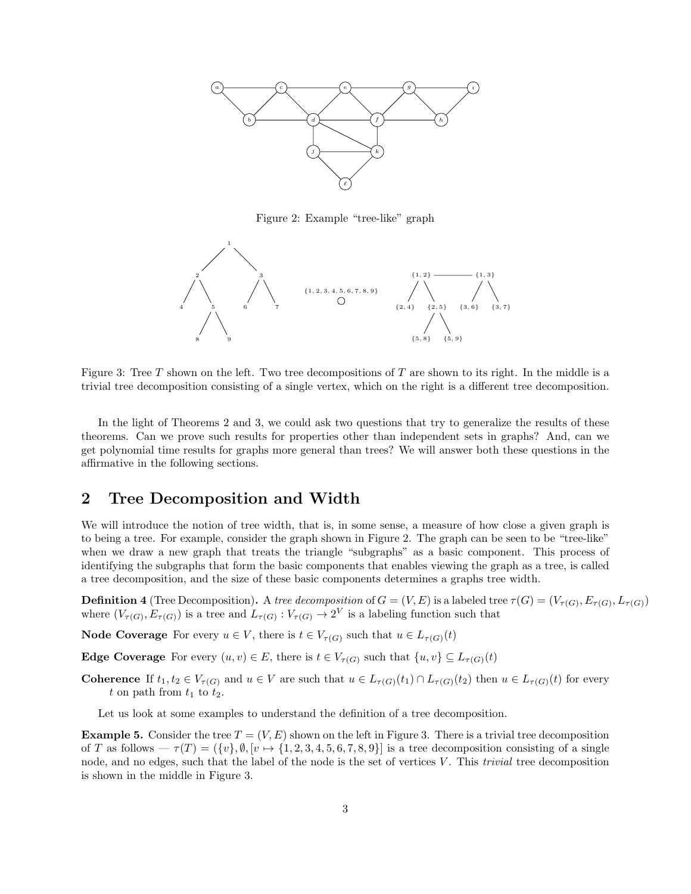Figure 2: Example "tree-like" graph

Figure 3: Tree $T$ shown on the left. Two tree decompositions of $T$ are shown to its right. In the middle is a trivial tree decomposition consisting of a single vertex, which on the right is a different tree decomposition.

In the light of Theorems 2 and 3, we could ask two questions that try to generalize the results of these theorems. Can we prove such results for properties other than independent sets in graphs? And, can we get polynomial time results for graphs more general than trees? We will answer both these questions in the affirmative in the following sections.

## 2 Tree Decomposition and Width

We will introduce the notion of tree width, that is, in some sense, a measure of how close a given graph is to being a tree. For example, consider the graph shown in Figure 2. The graph can be seen to be "tree-like" when we draw a new graph that treats the triangle "subgraphs" as a basic component. This process of identifying the subgraphs that form the basic components that enables viewing the graph as a tree, is called a tree decomposition, and the size of these basic components determines a graphs tree width.

**Definition 4** (Tree Decomposition)**.** A *tree decomposition* of $G = (V, E)$ is a labeled tree $\tau(G) = (V_{\tau(G)}, E_{\tau(G)}, L_{\tau(G)})$ where $(V_{\tau(G)}, E_{\tau(G)})$ is a tree and $L_{\tau(G)} : V_{\tau(G)} \to 2^V$ is a labeling function such that

**Node Coverage** For every $u \in V$, there is $t \in V_{\tau(G)}$ such that $u \in L_{\tau(G)}(t)$

**Edge Coverage** For every $(u, v) \in E$, there is $t \in V_{\tau(G)}$ such that $\{u, v\} \subseteq L_{\tau(G)}(t)$

**Coherence** If $t_1, t_2 \in V_{\tau(G)}$ and $u \in V$ are such that $u \in L_{\tau(G)}(t_1) \cap L_{\tau(G)}(t_2)$ then $u \in L_{\tau(G)}(t)$ for every $t$ on path from $t_1$ to $t_2$.

Let us look at some examples to understand the definition of a tree decomposition.

**Example 5.** Consider the tree $T = (V, E)$ shown on the left in Figure 3. There is a trivial tree decomposition of $T$ as follows — $\tau(T) = (\{v\}, \emptyset, [v \mapsto \{1, 2, 3, 4, 5, 6, 7, 8, 9\}]$ is a tree decomposition consisting of a single node, and no edges, such that the label of the node is the set of vertices $V$. This *trivial* tree decomposition is shown in the middle in Figure 3.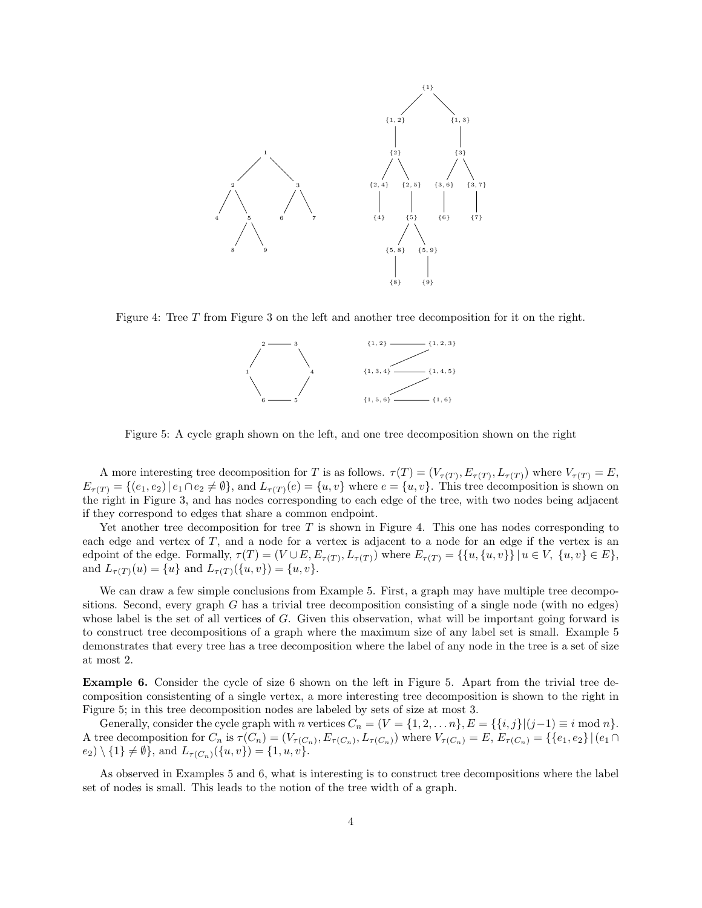Figure 4: Tree $T$ from Figure 3 on the left and another tree decomposition for it on the right.

Figure 5: A cycle graph shown on the left, and one tree decomposition shown on the right

A more interesting tree decomposition for $T$ is as follows. $\tau(T) = (V_{\tau(T)}, E_{\tau(T)}, L_{\tau(T)})$ where $V_{\tau(T)} = E$, $E_{\tau(T)} = \{(e_1, e_2) \,|\, e_1 \cap e_2 \neq \emptyset\}$, and $L_{\tau(T)}(e) = \{u, v\}$ where $e = \{u, v\}$. This tree decomposition is shown on the right in Figure 3, and has nodes corresponding to each edge of the tree, with two nodes being adjacent if they correspond to edges that share a common endpoint.

Yet another tree decomposition for tree $T$ is shown in Figure 4. This one has nodes corresponding to each edge and vertex of $T$, and a node for a vertex is adjacent to a node for an edge if the vertex is an edpoint of the edge. Formally, $\tau(T) = (V \cup E, E_{\tau(T)}, L_{\tau(T)})$ where $E_{\tau(T)} = \{\{u, \{u, v\}\} \,|\, u \in V,\ \{u, v\} \in E\}$, and $L_{\tau(T)}(u) = \{u\}$ and $L_{\tau(T)}(\{u, v\}) = \{u, v\}$.

We can draw a few simple conclusions from Example 5. First, a graph may have multiple tree decompositions. Second, every graph $G$ has a trivial tree decomposition consisting of a single node (with no edges) whose label is the set of all vertices of $G$. Given this observation, what will be important going forward is to construct tree decompositions of a graph where the maximum size of any label set is small. Example 5 demonstrates that every tree has a tree decomposition where the label of any node in the tree is a set of size at most 2.

**Example 6.** Consider the cycle of size 6 shown on the left in Figure 5. Apart from the trivial tree decomposition consistenting of a single vertex, a more interesting tree decomposition is shown to the right in Figure 5; in this tree decomposition nodes are labeled by sets of size at most 3.

Generally, consider the cycle graph with $n$ vertices $C_n = (V = \{1, 2, \ldots n\}, E = \{\{i, j\} | (j-1) \equiv i \bmod n\}$. A tree decomposition for $C_n$ is $\tau(C_n) = (V_{\tau(C_n)}, E_{\tau(C_n)}, L_{\tau(C_n)})$ where $V_{\tau(C_n)} = E$, $E_{\tau(C_n)} = \{\{e_1, e_2\} \,|\, (e_1 \cap e_2) \setminus \{1\} \neq \emptyset\}$, and $L_{\tau(C_n)}(\{u, v\}) = \{1, u, v\}$.

As observed in Examples 5 and 6, what is interesting is to construct tree decompositions where the label set of nodes is small. This leads to the notion of the tree width of a graph.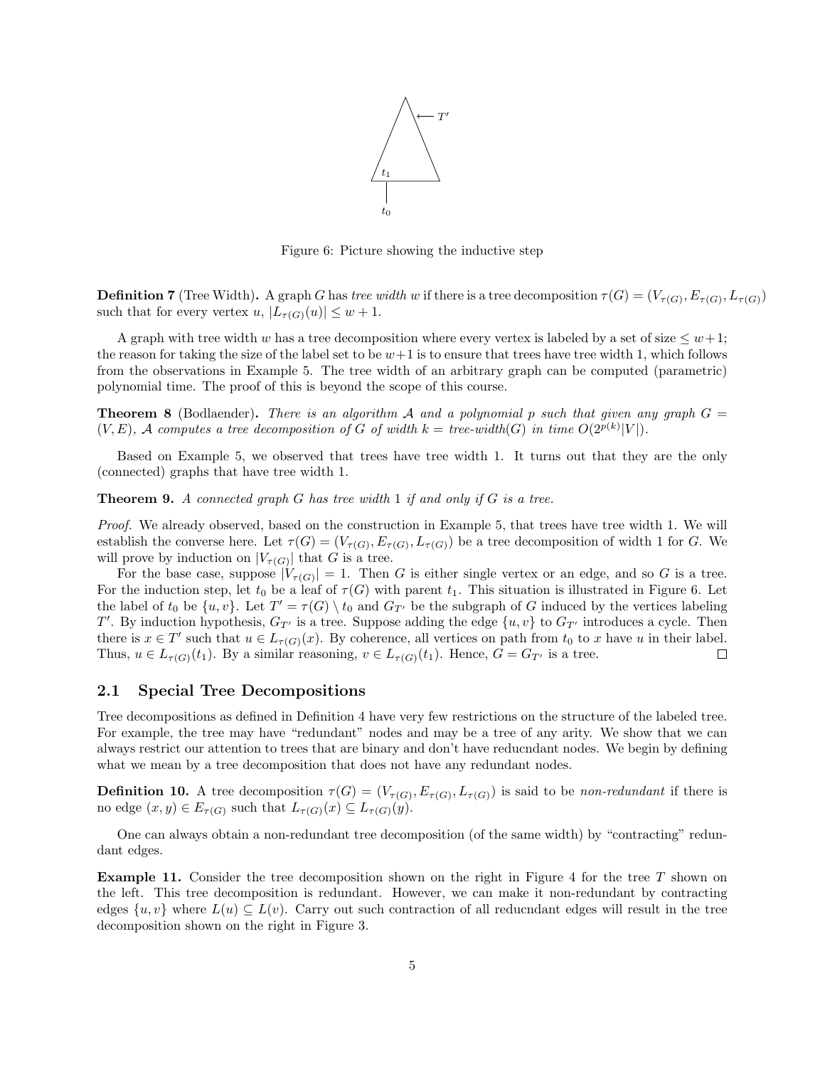Figure 6: Picture showing the inductive step

**Definition 7** (Tree Width)**.** A graph $G$ has *tree width* $w$ if there is a tree decomposition $\tau(G) = (V_{\tau(G)}, E_{\tau(G)}, L_{\tau(G)})$ such that for every vertex $u$, $|L_{\tau(G)}(u)| \leq w + 1$.

A graph with tree width $w$ has a tree decomposition where every vertex is labeled by a set of size $\leq w+1$; the reason for taking the size of the label set to be $w+1$ is to ensure that trees have tree width 1, which follows from the observations in Example 5. The tree width of an arbitrary graph can be computed (parametric) polynomial time. The proof of this is beyond the scope of this course.

**Theorem 8** (Bodlaender)**.** *There is an algorithm $\mathcal{A}$ and a polynomial $p$ such that given any graph $G = (V, E)$, $\mathcal{A}$ computes a tree decomposition of $G$ of width $k = \text{tree-width}(G)$ in time $O(2^{p(k)}|V|)$.*

Based on Example 5, we observed that trees have tree width 1. It turns out that they are the only (connected) graphs that have tree width 1.

**Theorem 9.** *A connected graph $G$ has tree width 1 if and only if $G$ is a tree.*

*Proof.* We already observed, based on the construction in Example 5, that trees have tree width 1. We will establish the converse here. Let $\tau(G) = (V_{\tau(G)}, E_{\tau(G)}, L_{\tau(G)})$ be a tree decomposition of width 1 for $G$. We will prove by induction on $|V_{\tau(G)}|$ that $G$ is a tree.

For the base case, suppose $|V_{\tau(G)}| = 1$. Then $G$ is either single vertex or an edge, and so $G$ is a tree. For the induction step, let $t_0$ be a leaf of $\tau(G)$ with parent $t_1$. This situation is illustrated in Figure 6. Let the label of $t_0$ be $\{u, v\}$. Let $T' = \tau(G) \setminus t_0$ and $G_{T'}$ be the subgraph of $G$ induced by the vertices labeling $T'$. By induction hypothesis, $G_{T'}$ is a tree. Suppose adding the edge $\{u, v\}$ to $G_{T'}$ introduces a cycle. Then there is $x \in T'$ such that $u \in L_{\tau(G)}(x)$. By coherence, all vertices on path from $t_0$ to $x$ have $u$ in their label. Thus, $u \in L_{\tau(G)}(t_1)$. By a similar reasoning, $v \in L_{\tau(G)}(t_1)$. Hence, $G = G_{T'}$ is a tree. $\square$

## 2.1 Special Tree Decompositions

Tree decompositions as defined in Definition 4 have very few restrictions on the structure of the labeled tree. For example, the tree may have "redundant" nodes and may be a tree of any arity. We show that we can always restrict our attention to trees that are binary and don't have reducndant nodes. We begin by defining what we mean by a tree decomposition that does not have any redundant nodes.

**Definition 10.** A tree decomposition $\tau(G) = (V_{\tau(G)}, E_{\tau(G)}, L_{\tau(G)})$ is said to be *non-redundant* if there is no edge $(x, y) \in E_{\tau(G)}$ such that $L_{\tau(G)}(x) \subseteq L_{\tau(G)}(y)$.

One can always obtain a non-redundant tree decomposition (of the same width) by "contracting" redundant edges.

**Example 11.** Consider the tree decomposition shown on the right in Figure 4 for the tree $T$ shown on the left. This tree decomposition is redundant. However, we can make it non-redundant by contracting edges $\{u, v\}$ where $L(u) \subseteq L(v)$. Carry out such contraction of all reducndant edges will result in the tree decomposition shown on the right in Figure 3.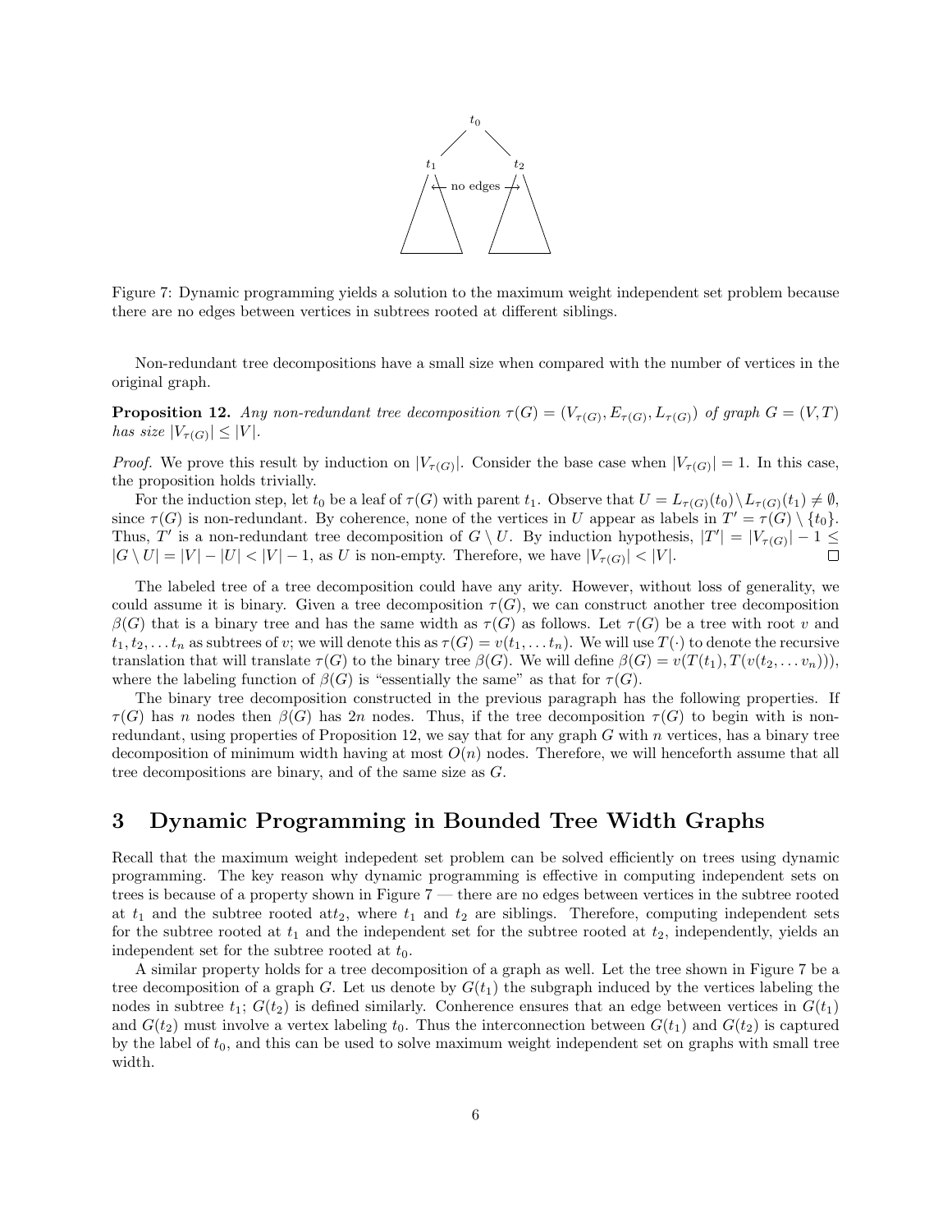Figure 7: Dynamic programming yields a solution to the maximum weight independent set problem because there are no edges between vertices in subtrees rooted at different siblings.

Non-redundant tree decompositions have a small size when compared with the number of vertices in the original graph.

**Proposition 12.** *Any non-redundant tree decomposition $\tau(G) = (V_{\tau(G)}, E_{\tau(G)}, L_{\tau(G)})$ of graph $G = (V, T)$ has size $|V_{\tau(G)}| \leq |V|$.*

*Proof.* We prove this result by induction on $|V_{\tau(G)}|$. Consider the base case when $|V_{\tau(G)}| = 1$. In this case, the proposition holds trivially.

For the induction step, let $t_0$ be a leaf of $\tau(G)$ with parent $t_1$. Observe that $U = L_{\tau(G)}(t_0) \setminus L_{\tau(G)}(t_1) \neq \emptyset$, since $\tau(G)$ is non-redundant. By coherence, none of the vertices in $U$ appear as labels in $T' = \tau(G) \setminus \{t_0\}$. Thus, $T'$ is a non-redundant tree decomposition of $G \setminus U$. By induction hypothesis, $|T'| = |V_{\tau(G)}| - 1 \leq |G \setminus U| = |V| - |U| < |V| - 1$, as $U$ is non-empty. Therefore, we have $|V_{\tau(G)}| < |V|$. $\square$

The labeled tree of a tree decomposition could have any arity. However, without loss of generality, we could assume it is binary. Given a tree decomposition $\tau(G)$, we can construct another tree decomposition $\beta(G)$ that is a binary tree and has the same width as $\tau(G)$ as follows. Let $\tau(G)$ be a tree with root $v$ and $t_1, t_2, \ldots t_n$ as subtrees of $v$; we will denote this as $\tau(G) = v(t_1, \ldots t_n)$. We will use $T(\cdot)$ to denote the recursive translation that will translate $\tau(G)$ to the binary tree $\beta(G)$. We will define $\beta(G) = v(T(t_1), T(v(t_2, \ldots v_n)))$, where the labeling function of $\beta(G)$ is "essentially the same" as that for $\tau(G)$.

The binary tree decomposition constructed in the previous paragraph has the following properties. If $\tau(G)$ has $n$ nodes then $\beta(G)$ has $2n$ nodes. Thus, if the tree decomposition $\tau(G)$ to begin with is non-redundant, using properties of Proposition 12, we say that for any graph $G$ with $n$ vertices, has a binary tree decomposition of minimum width having at most $O(n)$ nodes. Therefore, we will henceforth assume that all tree decompositions are binary, and of the same size as $G$.

## 3 Dynamic Programming in Bounded Tree Width Graphs

Recall that the maximum weight indepedent set problem can be solved efficiently on trees using dynamic programming. The key reason why dynamic programming is effective in computing independent sets on trees is because of a property shown in Figure 7 — there are no edges between vertices in the subtree rooted at $t_1$ and the subtree rooted at$t_2$, where $t_1$ and $t_2$ are siblings. Therefore, computing independent sets for the subtree rooted at $t_1$ and the independent set for the subtree rooted at $t_2$, independently, yields an independent set for the subtree rooted at $t_0$.

A similar property holds for a tree decomposition of a graph as well. Let the tree shown in Figure 7 be a tree decomposition of a graph $G$. Let us denote by $G(t_1)$ the subgraph induced by the vertices labeling the nodes in subtree $t_1$; $G(t_2)$ is defined similarly. Conherence ensures that an edge between vertices in $G(t_1)$ and $G(t_2)$ must involve a vertex labeling $t_0$. Thus the interconnection between $G(t_1)$ and $G(t_2)$ is captured by the label of $t_0$, and this can be used to solve maximum weight independent set on graphs with small tree width.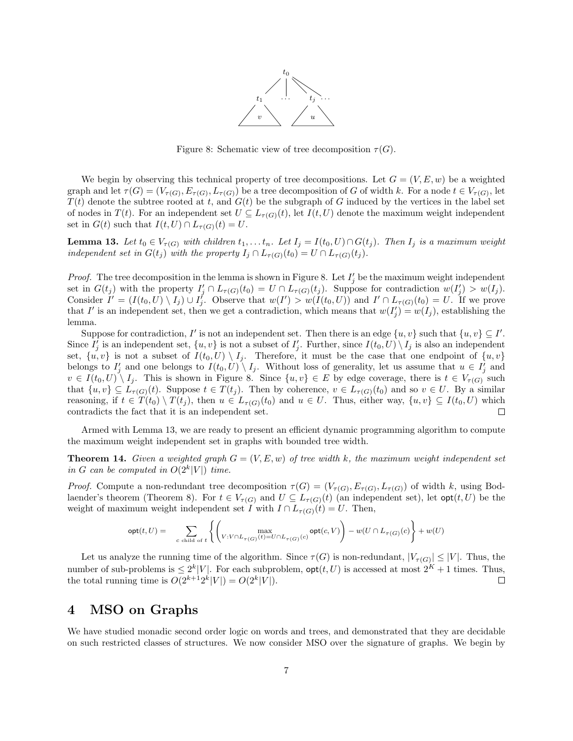Figure 8: Schematic view of tree decomposition $\tau(G)$.

We begin by observing this technical property of tree decompositions. Let $G = (V, E, w)$ be a weighted graph and let $\tau(G) = (V_{\tau(G)}, E_{\tau(G)}, L_{\tau(G)})$ be a tree decomposition of $G$ of width $k$. For a node $t \in V_{\tau(G)}$, let $T(t)$ denote the subtree rooted at $t$, and $G(t)$ be the subgraph of $G$ induced by the vertices in the label set of nodes in $T(t)$. For an independent set $U \subseteq L_{\tau(G)}(t)$, let $I(t, U)$ denote the maximum weight independent set in $G(t)$ such that $I(t, U) \cap L_{\tau(G)}(t) = U$.

**Lemma 13.** *Let $t_0 \in V_{\tau(G)}$ with children $t_1, \ldots t_n$. Let $I_j = I(t_0, U) \cap G(t_j)$. Then $I_j$ is a maximum weight independent set in $G(t_j)$ with the property $I_j \cap L_{\tau(G)}(t_0) = U \cap L_{\tau(G)}(t_j)$.*

*Proof.* The tree decomposition in the lemma is shown in Figure 8. Let $I'_j$ be the maximum weight independent set in $G(t_j)$ with the property $I'_j \cap L_{\tau(G)}(t_0) = U \cap L_{\tau(G)}(t_j)$. Suppose for contradiction $w(I'_j) > w(I_j)$. Consider $I' = (I(t_0, U) \setminus I_j) \cup I'_j$. Observe that $w(I') > w(I(t_0, U))$ and $I' \cap L_{\tau(G)}(t_0) = U$. If we prove that $I'$ is an independent set, then we get a contradiction, which means that $w(I'_j) = w(I_j)$, establishing the lemma.

Suppose for contradiction, $I'$ is not an independent set. Then there is an edge $\{u, v\}$ such that $\{u, v\} \subseteq I'$. Since $I'_j$ is an independent set, $\{u, v\}$ is not a subset of $I'_j$. Further, since $I(t_0, U) \setminus I_j$ is also an independent set, $\{u, v\}$ is not a subset of $I(t_0, U) \setminus I_j$. Therefore, it must be the case that one endpoint of $\{u, v\}$ belongs to $I'_j$ and one belongs to $I(t_0, U) \setminus I_j$. Without loss of generality, let us assume that $u \in I'_j$ and $v \in I(t_0, U) \setminus I_j$. This is shown in Figure 8. Since $\{u, v\} \in E$ by edge coverage, there is $t \in V_{\tau(G)}$ such that $\{u, v\} \subseteq L_{\tau(G)}(t)$. Suppose $t \in T(t_j)$. Then by coherence, $v \in L_{\tau(G)}(t_0)$ and so $v \in U$. By a similar reasoning, if $t \in T(t_0) \setminus T(t_j)$, then $u \in L_{\tau(G)}(t_0)$ and $u \in U$. Thus, either way, $\{u, v\} \subseteq I(t_0, U)$ which contradicts the fact that it is an independent set. □

Armed with Lemma 13, we are ready to present an efficient dynamic programming algorithm to compute the maximum weight independent set in graphs with bounded tree width.

**Theorem 14.** *Given a weighted graph $G = (V, E, w)$ of tree width $k$, the maximum weight independent set in $G$ can be computed in $O(2^k|V|)$ time.*

*Proof.* Compute a non-redundant tree decomposition $\tau(G) = (V_{\tau(G)}, E_{\tau(G)}, L_{\tau(G)})$ of width $k$, using Bodlaender's theorem (Theorem 8). For $t \in V_{\tau(G)}$ and $U \subseteq L_{\tau(G)}(t)$ (an independent set), let $\mathsf{opt}(t, U)$ be the weight of maximum weight independent set $I$ with $I \cap L_{\tau(G)}(t) = U$. Then,

$$\mathsf{opt}(t, U) = \sum_{c \text{ child of } t} \left\{ \left( \max_{V : V \cap L_{\tau(G)}(t) = U \cap L_{\tau(G)}(c)} \mathsf{opt}(c, V) \right) - w(U \cap L_{\tau(G)}(c) \right\} + w(U)$$

Let us analyze the running time of the algorithm. Since $\tau(G)$ is non-redundant, $|V_{\tau(G)}| \leq |V|$. Thus, the number of sub-problems is $\leq 2^k|V|$. For each subproblem, $\mathsf{opt}(t, U)$ is accessed at most $2^K + 1$ times. Thus, the total running time is $O(2^{k+1}2^k|V|) = O(2^k|V|)$. □

# 4 MSO on Graphs

We have studied monadic second order logic on words and trees, and demonstrated that they are decidable on such restricted classes of structures. We now consider MSO over the signature of graphs. We begin by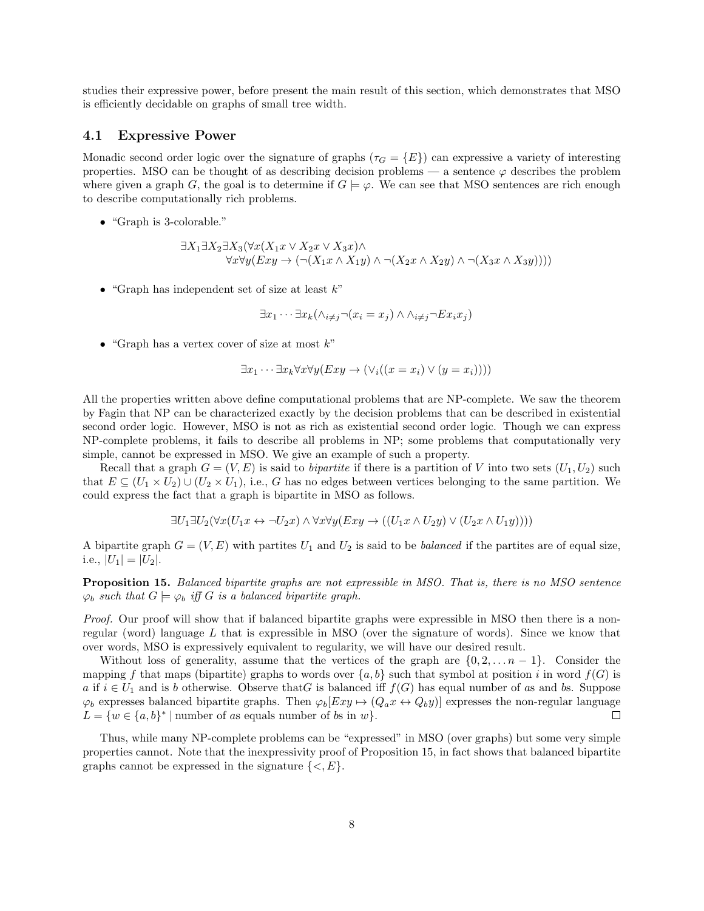studies their expressive power, before present the main result of this section, which demonstrates that MSO is efficiently decidable on graphs of small tree width.

## 4.1 Expressive Power

Monadic second order logic over the signature of graphs ($\tau_G = \{E\}$) can expressive a variety of interesting properties. MSO can be thought of as describing decision problems — a sentence $\varphi$ describes the problem where given a graph $G$, the goal is to determine if $G \models \varphi$. We can see that MSO sentences are rich enough to describe computationally rich problems.

- "Graph is 3-colorable."

$$\exists X_1 \exists X_2 \exists X_3 (\forall x (X_1 x \vee X_2 x \vee X_3 x) \wedge \\ \forall x \forall y (Exy \rightarrow (\neg(X_1 x \wedge X_1 y) \wedge \neg(X_2 x \wedge X_2 y) \wedge \neg(X_3 x \wedge X_3 y))))$$

- "Graph has independent set of size at least $k$"

$$\exists x_1 \cdots \exists x_k (\wedge_{i \neq j} \neg(x_i = x_j) \wedge \wedge_{i \neq j} \neg E x_i x_j)$$

- "Graph has a vertex cover of size at most $k$"

$$\exists x_1 \cdots \exists x_k \forall x \forall y (Exy \rightarrow (\vee_i ((x = x_i) \vee (y = x_i))))$$

All the properties written above define computational problems that are NP-complete. We saw the theorem by Fagin that NP can be characterized exactly by the decision problems that can be described in existential second order logic. However, MSO is not as rich as existential second order logic. Though we can express NP-complete problems, it fails to describe all problems in NP; some problems that computationally very simple, cannot be expressed in MSO. We give an example of such a property.

Recall that a graph $G = (V, E)$ is said to *bipartite* if there is a partition of $V$ into two sets $(U_1, U_2)$ such that $E \subseteq (U_1 \times U_2) \cup (U_2 \times U_1)$, i.e., $G$ has no edges between vertices belonging to the same partition. We could express the fact that a graph is bipartite in MSO as follows.

$$\exists U_1 \exists U_2 (\forall x (U_1 x \leftrightarrow \neg U_2 x) \wedge \forall x \forall y (Exy \rightarrow ((U_1 x \wedge U_2 y) \vee (U_2 x \wedge U_1 y))))$$

A bipartite graph $G = (V, E)$ with partites $U_1$ and $U_2$ is said to be *balanced* if the partites are of equal size, i.e., $|U_1| = |U_2|$.

**Proposition 15.** *Balanced bipartite graphs are not expressible in MSO. That is, there is no MSO sentence $\varphi_b$ such that $G \models \varphi_b$ iff $G$ is a balanced bipartite graph.*

*Proof.* Our proof will show that if balanced bipartite graphs were expressible in MSO then there is a non-regular (word) language $L$ that is expressible in MSO (over the signature of words). Since we know that over words, MSO is expressively equivalent to regularity, we will have our desired result.

Without loss of generality, assume that the vertices of the graph are $\{0, 2, \ldots n-1\}$. Consider the mapping $f$ that maps (bipartite) graphs to words over $\{a, b\}$ such that symbol at position $i$ in word $f(G)$ is $a$ if $i \in U_1$ and is $b$ otherwise. Observe that$G$ is balanced iff $f(G)$ has equal number of $a$s and $b$s. Suppose $\varphi_b$ expresses balanced bipartite graphs. Then $\varphi_b[Exy \mapsto (Q_a x \leftrightarrow Q_b y)]$ expresses the non-regular language $L = \{w \in \{a, b\}^* \mid \text{number of } a\text{s equals number of } b\text{s in } w\}$. ∎

Thus, while many NP-complete problems can be "expressed" in MSO (over graphs) but some very simple properties cannot. Note that the inexpressivity proof of Proposition 15, in fact shows that balanced bipartite graphs cannot be expressed in the signature $\{<, E\}$.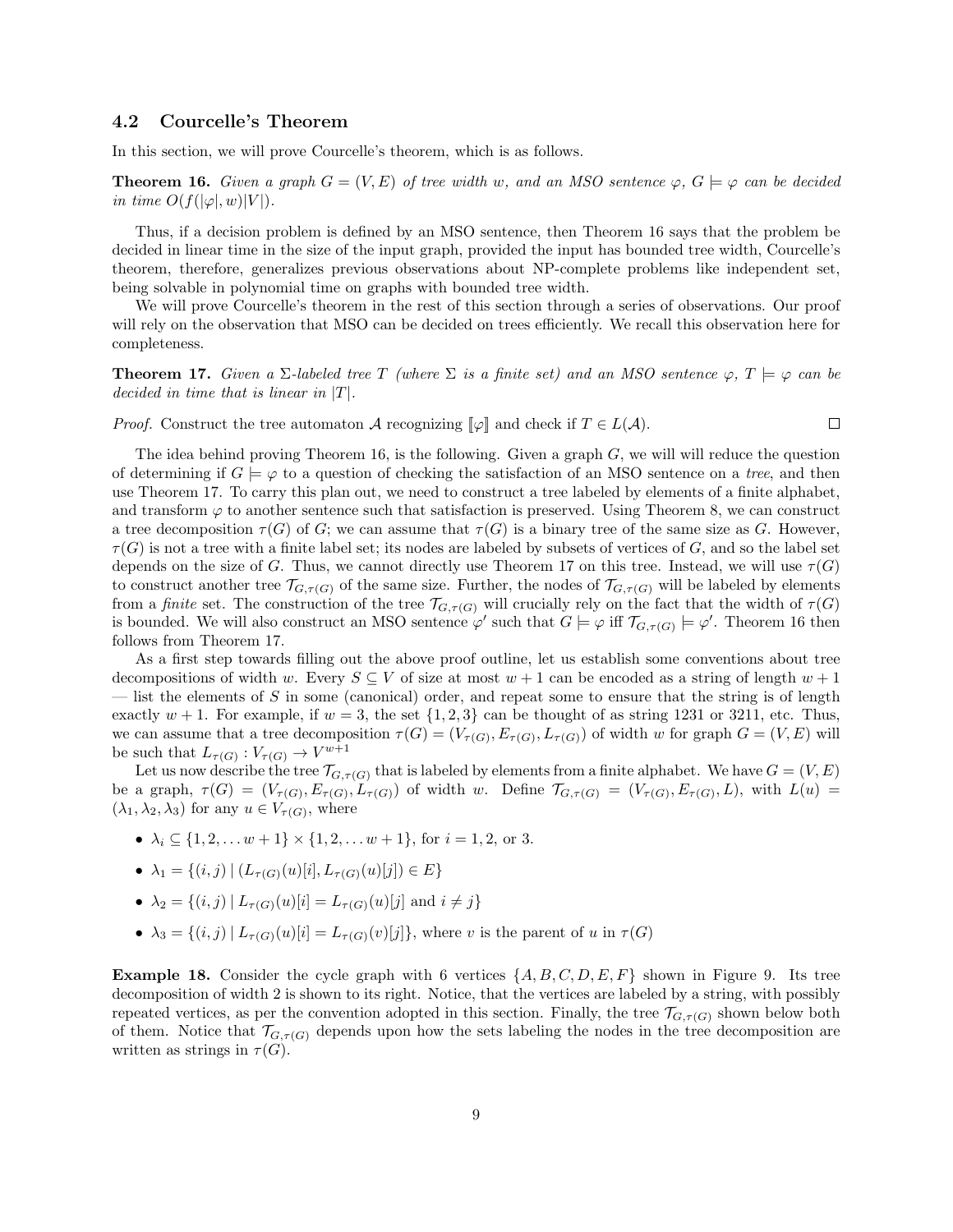### 4.2 Courcelle's Theorem

In this section, we will prove Courcelle's theorem, which is as follows.

**Theorem 16.** *Given a graph $G = (V, E)$ of tree width $w$, and an MSO sentence $\varphi$, $G \models \varphi$ can be decided in time $O(f(|\varphi|, w)|V|)$.*

Thus, if a decision problem is defined by an MSO sentence, then Theorem 16 says that the problem be decided in linear time in the size of the input graph, provided the input has bounded tree width, Courcelle's theorem, therefore, generalizes previous observations about NP-complete problems like independent set, being solvable in polynomial time on graphs with bounded tree width.

We will prove Courcelle's theorem in the rest of this section through a series of observations. Our proof will rely on the observation that MSO can be decided on trees efficiently. We recall this observation here for completeness.

**Theorem 17.** *Given a $\Sigma$-labeled tree $T$ (where $\Sigma$ is a finite set) and an MSO sentence $\varphi$, $T \models \varphi$ can be decided in time that is linear in $|T|$.*

*Proof.* Construct the tree automaton $\mathcal{A}$ recognizing $[\![\varphi]\!]$ and check if $T \in L(\mathcal{A})$. $\square$

The idea behind proving Theorem 16, is the following. Given a graph $G$, we will will reduce the question of determining if $G \models \varphi$ to a question of checking the satisfaction of an MSO sentence on a *tree*, and then use Theorem 17. To carry this plan out, we need to construct a tree labeled by elements of a finite alphabet, and transform $\varphi$ to another sentence such that satisfaction is preserved. Using Theorem 8, we can construct a tree decomposition $\tau(G)$ of $G$; we can assume that $\tau(G)$ is a binary tree of the same size as $G$. However, $\tau(G)$ is not a tree with a finite label set; its nodes are labeled by subsets of vertices of $G$, and so the label set depends on the size of $G$. Thus, we cannot directly use Theorem 17 on this tree. Instead, we will use $\tau(G)$ to construct another tree $\mathcal{T}_{G,\tau(G)}$ of the same size. Further, the nodes of $\mathcal{T}_{G,\tau(G)}$ will be labeled by elements from a *finite* set. The construction of the tree $\mathcal{T}_{G,\tau(G)}$ will crucially rely on the fact that the width of $\tau(G)$ is bounded. We will also construct an MSO sentence $\varphi'$ such that $G \models \varphi$ iff $\mathcal{T}_{G,\tau(G)} \models \varphi'$. Theorem 16 then follows from Theorem 17.

As a first step towards filling out the above proof outline, let us establish some conventions about tree decompositions of width $w$. Every $S \subseteq V$ of size at most $w+1$ can be encoded as a string of length $w+1$ — list the elements of $S$ in some (canonical) order, and repeat some to ensure that the string is of length exactly $w+1$. For example, if $w = 3$, the set $\{1, 2, 3\}$ can be thought of as string 1231 or 3211, etc. Thus, we can assume that a tree decomposition $\tau(G) = (V_{\tau(G)}, E_{\tau(G)}, L_{\tau(G)})$ of width $w$ for graph $G = (V, E)$ will be such that $L_{\tau(G)} : V_{\tau(G)} \to V^{w+1}$

Let us now describe the tree $\mathcal{T}_{G,\tau(G)}$ that is labeled by elements from a finite alphabet. We have $G = (V, E)$ be a graph, $\tau(G) = (V_{\tau(G)}, E_{\tau(G)}, L_{\tau(G)})$ of width $w$. Define $\mathcal{T}_{G,\tau(G)} = (V_{\tau(G)}, E_{\tau(G)}, L)$, with $L(u) = (\lambda_1, \lambda_2, \lambda_3)$ for any $u \in V_{\tau(G)}$, where

- $\lambda_i \subseteq \{1, 2, \ldots w+1\} \times \{1, 2, \ldots w+1\}$, for $i = 1, 2$, or 3.
- $\lambda_1 = \{(i, j) \mid (L_{\tau(G)}(u)[i], L_{\tau(G)}(u)[j]) \in E\}$
- $\lambda_2 = \{(i, j) \mid L_{\tau(G)}(u)[i] = L_{\tau(G)}(u)[j] \text{ and } i \neq j\}$
- $\lambda_3 = \{(i, j) \mid L_{\tau(G)}(u)[i] = L_{\tau(G)}(v)[j]\}$, where $v$ is the parent of $u$ in $\tau(G)$

**Example 18.** Consider the cycle graph with 6 vertices $\{A, B, C, D, E, F\}$ shown in Figure 9. Its tree decomposition of width 2 is shown to its right. Notice, that the vertices are labeled by a string, with possibly repeated vertices, as per the convention adopted in this section. Finally, the tree $\mathcal{T}_{G,\tau(G)}$ shown below both of them. Notice that $\mathcal{T}_{G,\tau(G)}$ depends upon how the sets labeling the nodes in the tree decomposition are written as strings in $\tau(G)$.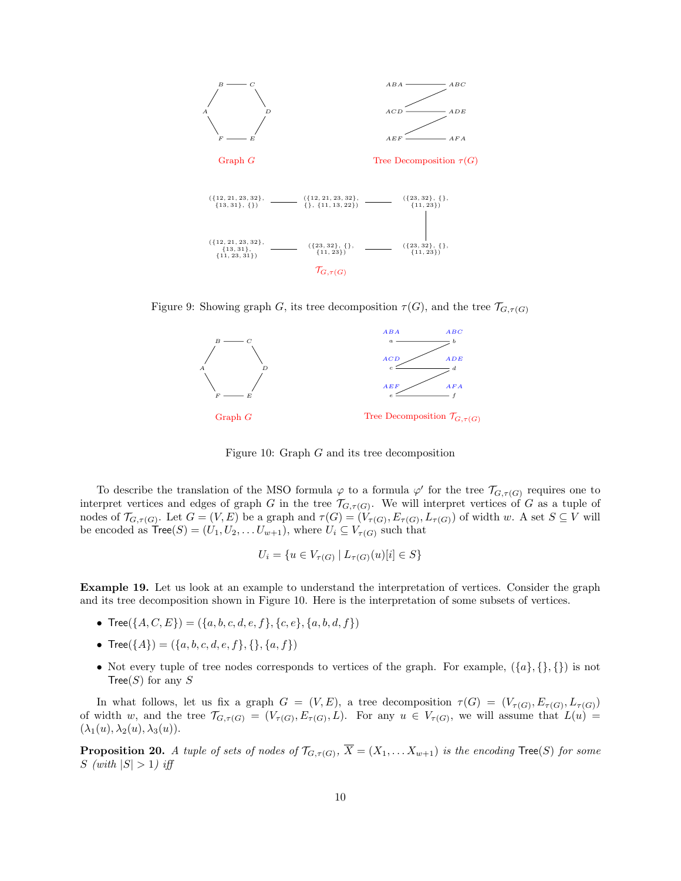Graph $G$

Tree Decomposition $\tau(G)$

$\mathcal{T}_{G,\tau(G)}$

Figure 9: Showing graph $G$, its tree decomposition $\tau(G)$, and the tree $\mathcal{T}_{G,\tau(G)}$

Graph $G$

Tree Decomposition $\mathcal{T}_{G,\tau(G)}$

Figure 10: Graph $G$ and its tree decomposition

To describe the translation of the MSO formula $\varphi$ to a formula $\varphi'$ for the tree $\mathcal{T}_{G,\tau(G)}$ requires one to interpret vertices and edges of graph $G$ in the tree $\mathcal{T}_{G,\tau(G)}$. We will interpret vertices of $G$ as a tuple of nodes of $\mathcal{T}_{G,\tau(G)}$. Let $G = (V, E)$ be a graph and $\tau(G) = (V_{\tau(G)}, E_{\tau(G)}, L_{\tau(G)})$ of width $w$. A set $S \subseteq V$ will be encoded as $\mathsf{Tree}(S) = (U_1, U_2, \ldots U_{w+1})$, where $U_i \subseteq V_{\tau(G)}$ such that

$$U_i = \{u \in V_{\tau(G)} \mid L_{\tau(G)}(u)[i] \in S\}$$

**Example 19.** Let us look at an example to understand the interpretation of vertices. Consider the graph and its tree decomposition shown in Figure 10. Here is the interpretation of some subsets of vertices.

- $\mathsf{Tree}(\{A, C, E\}) = (\{a, b, c, d, e, f\}, \{c, e\}, \{a, b, d, f\})$
- $\mathsf{Tree}(\{A\}) = (\{a, b, c, d, e, f\}, \{\}, \{a, f\})$
- Not every tuple of tree nodes corresponds to vertices of the graph. For example, $(\{a\}, \{\}, \{\})$ is not $\mathsf{Tree}(S)$ for any $S$

In what follows, let us fix a graph $G = (V, E)$, a tree decomposition $\tau(G) = (V_{\tau(G)}, E_{\tau(G)}, L_{\tau(G)})$ of width $w$, and the tree $\mathcal{T}_{G,\tau(G)} = (V_{\tau(G)}, E_{\tau(G)}, L)$. For any $u \in V_{\tau(G)}$, we will assume that $L(u) = (\lambda_1(u), \lambda_2(u), \lambda_3(u))$.

**Proposition 20.** *A tuple of sets of nodes of $\mathcal{T}_{G,\tau(G)}$, $\overline{X} = (X_1, \ldots X_{w+1})$ is the encoding $\mathsf{Tree}(S)$ for some $S$ (with $|S| > 1$) iff*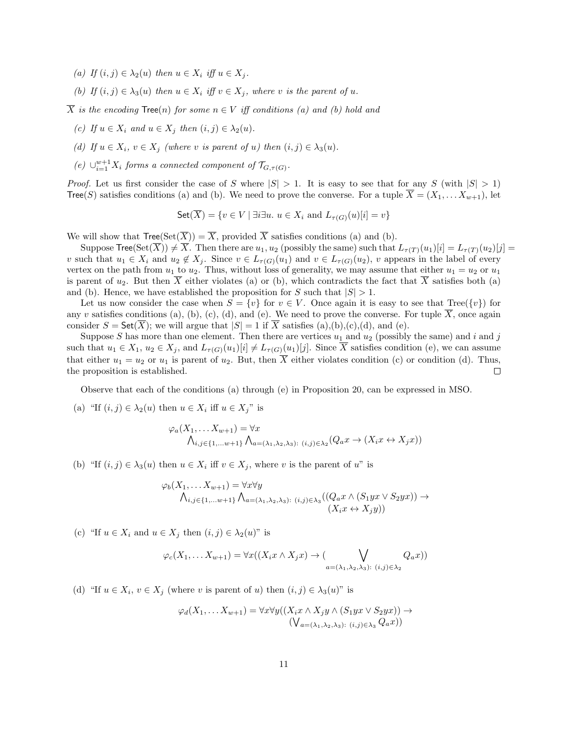(a) *If $(i,j) \in \lambda_2(u)$ then $u \in X_i$ iff $u \in X_j$.*

(b) *If $(i,j) \in \lambda_3(u)$ then $u \in X_i$ iff $v \in X_j$, where $v$ is the parent of $u$.*

*$\overline{X}$ is the encoding $\mathsf{Tree}(n)$ for some $n \in V$ iff conditions (a) and (b) hold and*

(c) *If $u \in X_i$ and $u \in X_j$ then $(i,j) \in \lambda_2(u)$.*

(d) *If $u \in X_i$, $v \in X_j$ (where $v$ is parent of $u$) then $(i,j) \in \lambda_3(u)$.*

(e) *$\cup_{i=1}^{w+1} X_i$ forms a connected component of $\mathcal{T}_{G,\tau(G)}$.*

*Proof.* Let us first consider the case of $S$ where $|S| > 1$. It is easy to see that for any $S$ (with $|S| > 1$) $\mathsf{Tree}(S)$ satisfies conditions (a) and (b). We need to prove the converse. For a tuple $\overline{X} = (X_1, \ldots X_{w+1})$, let

$$\mathsf{Set}(\overline{X}) = \{v \in V \mid \exists i \exists u.\ u \in X_i \text{ and } L_{\tau(G)}(u)[i] = v\}$$

We will show that $\mathsf{Tree}(\mathrm{Set}(\overline{X})) = \overline{X}$, provided $\overline{X}$ satisfies conditions (a) and (b).

Suppose $\mathsf{Tree}(\mathrm{Set}(\overline{X})) \neq \overline{X}$. Then there are $u_1, u_2$ (possibly the same) such that $L_{\tau(T)}(u_1)[i] = L_{\tau(T)}(u_2)[j] = v$ such that $u_1 \in X_i$ and $u_2 \notin X_j$. Since $v \in L_{\tau(G)}(u_1)$ and $v \in L_{\tau(G)}(u_2)$, $v$ appears in the label of every vertex on the path from $u_1$ to $u_2$. Thus, without loss of generality, we may assume that either $u_1 = u_2$ or $u_1$ is parent of $u_2$. But then $\overline{X}$ either violates (a) or (b), which contradicts the fact that $\overline{X}$ satisfies both (a) and (b). Hence, we have established the proposition for $S$ such that $|S| > 1$.

Let us now consider the case when $S = \{v\}$ for $v \in V$. Once again it is easy to see that $\mathrm{Tree}(\{v\})$ for any $v$ satisfies conditions (a), (b), (c), (d), and (e). We need to prove the converse. For tuple $\overline{X}$, once again consider $S = \mathsf{Set}(\overline{X})$; we will argue that $|S| = 1$ if $\overline{X}$ satisfies (a),(b),(c),(d), and (e).

Suppose $S$ has more than one element. Then there are vertices $u_1$ and $u_2$ (possibly the same) and $i$ and $j$ such that $u_1 \in X_1$, $u_2 \in X_j$, and $L_{\tau(G)}(u_1)[i] \neq L_{\tau(G)}(u_1)[j]$. Since $\overline{X}$ satisfies condition (e), we can assume that either $u_1 = u_2$ or $u_1$ is parent of $u_2$. But, then $\overline{X}$ either violates condition (c) or condition (d). Thus, the proposition is established. ☐

Observe that each of the conditions (a) through (e) in Proposition 20, can be expressed in MSO.

(a) "If $(i,j) \in \lambda_2(u)$ then $u \in X_i$ iff $u \in X_j$" is

$$\varphi_a(X_1, \ldots X_{w+1}) = \forall x \bigwedge_{i,j \in \{1,\ldots w+1\}} \bigwedge_{a=(\lambda_1,\lambda_2,\lambda_3):\ (i,j)\in\lambda_2} (Q_a x \to (X_i x \leftrightarrow X_j x))$$

(b) "If $(i,j) \in \lambda_3(u)$ then $u \in X_i$ iff $v \in X_j$, where $v$ is the parent of $u$" is

$$\varphi_b(X_1, \ldots X_{w+1}) = \forall x \forall y \bigwedge_{i,j \in \{1,\ldots w+1\}} \bigwedge_{a=(\lambda_1,\lambda_2,\lambda_3):\ (i,j)\in\lambda_3} ((Q_a x \wedge (S_1 yx \vee S_2 yx)) \to (X_i x \leftrightarrow X_j y))$$

(c) "If $u \in X_i$ and $u \in X_j$ then $(i,j) \in \lambda_2(u)$" is

$$\varphi_c(X_1, \ldots X_{w+1}) = \forall x ((X_i x \wedge X_j x) \to (\bigvee_{a=(\lambda_1,\lambda_2,\lambda_3):\ (i,j)\in\lambda_2} Q_a x))$$

(d) "If $u \in X_i$, $v \in X_j$ (where $v$ is parent of $u$) then $(i,j) \in \lambda_3(u)$" is

$$\varphi_d(X_1, \ldots X_{w+1}) = \forall x \forall y ((X_i x \wedge X_j y \wedge (S_1 yx \vee S_2 yx)) \to (\bigvee_{a=(\lambda_1,\lambda_2,\lambda_3):\ (i,j)\in\lambda_3} Q_a x))$$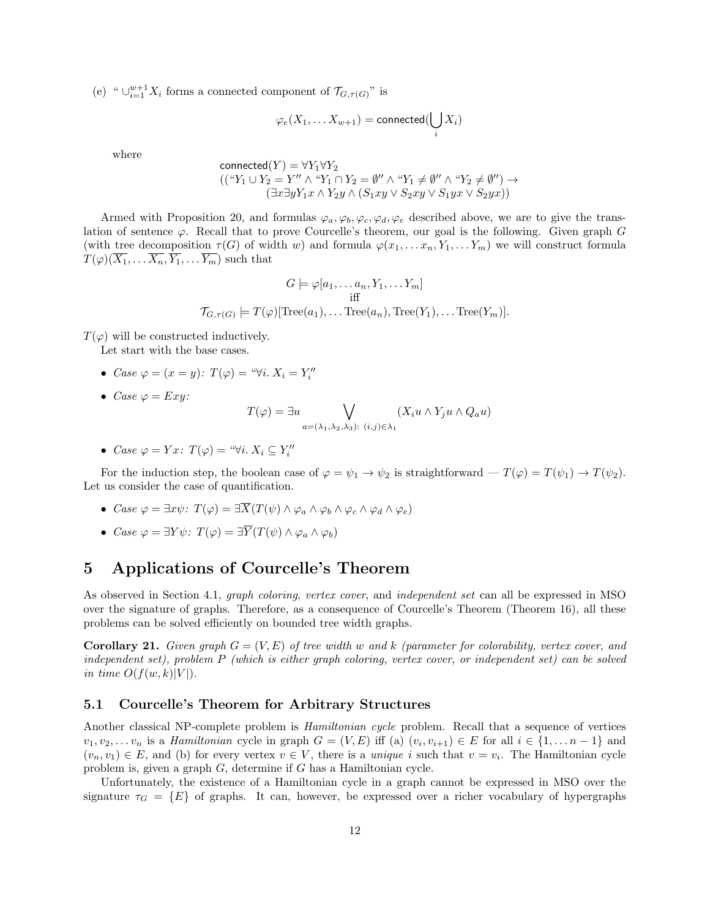(e) " $\cup_{i=1}^{w+1} X_i$ forms a connected component of $\mathcal{T}_{G,\tau(G)}$" is

$$\varphi_e(X_1, \ldots X_{w+1}) = \mathsf{connected}(\bigcup_i X_i)$$

where

$$\begin{aligned}
&\mathsf{connected}(Y) = \forall Y_1 \forall Y_2 \\
&\quad ((\text{“}Y_1 \cup Y_2 = Y\text{”} \wedge \text{“}Y_1 \cap Y_2 = \emptyset\text{”} \wedge \text{“}Y_1 \neq \emptyset\text{”} \wedge \text{“}Y_2 \neq \emptyset\text{”}) \rightarrow \\
&\qquad (\exists x \exists y Y_1 x \wedge Y_2 y \wedge (S_1 xy \vee S_2 xy \vee S_1 yx \vee S_2 yx))
\end{aligned}$$

Armed with Proposition 20, and formulas $\varphi_a, \varphi_b, \varphi_c, \varphi_d, \varphi_e$ described above, we are to give the translation of sentence $\varphi$. Recall that to prove Courcelle's theorem, our goal is the following. Given graph $G$ (with tree decomposition $\tau(G)$ of width $w$) and formula $\varphi(x_1, \ldots x_n, Y_1, \ldots Y_m)$ we will construct formula $T(\varphi)(\overline{X_1}, \ldots \overline{X_n}, \overline{Y_1}, \ldots \overline{Y_m})$ such that

$$G \models \varphi[a_1, \ldots a_n, Y_1, \ldots Y_m]$$
$$\text{iff}$$
$$\mathcal{T}_{G,\tau(G)} \models T(\varphi)[\text{Tree}(a_1), \ldots \text{Tree}(a_n), \text{Tree}(Y_1), \ldots \text{Tree}(Y_m)].$$

$T(\varphi)$ will be constructed inductively.

Let start with the base cases.

- *Case* $\varphi = (x = y)$: $T(\varphi) =$ "$\forall i.\ X_i = Y_i$"
- *Case* $\varphi = Exy$:

$$T(\varphi) = \exists u \bigvee_{a=(\lambda_1,\lambda_2,\lambda_3):\ (i,j)\in\lambda_1} (X_i u \wedge Y_j u \wedge Q_a u)$$

- *Case* $\varphi = Yx$: $T(\varphi) =$ "$\forall i.\ X_i \subseteq Y_i$"

For the induction step, the boolean case of $\varphi = \psi_1 \rightarrow \psi_2$ is straightforward — $T(\varphi) = T(\psi_1) \rightarrow T(\psi_2)$. Let us consider the case of quantification.

- *Case* $\varphi = \exists x \psi$: $T(\varphi) = \exists \overline{X}(T(\psi) \wedge \varphi_a \wedge \varphi_b \wedge \varphi_c \wedge \varphi_d \wedge \varphi_e)$
- *Case* $\varphi = \exists Y \psi$: $T(\varphi) = \exists \overline{Y}(T(\psi) \wedge \varphi_a \wedge \varphi_b)$

# 5 Applications of Courcelle's Theorem

As observed in Section 4.1, *graph coloring*, *vertex cover*, and *independent set* can all be expressed in MSO over the signature of graphs. Therefore, as a consequence of Courcelle's Theorem (Theorem 16), all these problems can be solved efficiently on bounded tree width graphs.

**Corollary 21.** *Given graph $G = (V, E)$ of tree width $w$ and $k$ (parameter for colorability, vertex cover, and independent set), problem $P$ (which is either graph coloring, vertex cover, or independent set) can be solved in time $O(f(w, k)|V|)$.*

## 5.1 Courcelle's Theorem for Arbitrary Structures

Another classical NP-complete problem is *Hamiltonian cycle* problem. Recall that a sequence of vertices $v_1, v_2, \ldots v_n$ is a *Hamiltonian* cycle in graph $G = (V, E)$ iff (a) $(v_i, v_{i+1}) \in E$ for all $i \in \{1, \ldots n-1\}$ and $(v_n, v_1) \in E$, and (b) for every vertex $v \in V$, there is a *unique* $i$ such that $v = v_i$. The Hamiltonian cycle problem is, given a graph $G$, determine if $G$ has a Hamiltonian cycle.

Unfortunately, the existence of a Hamiltonian cycle in a graph cannot be expressed in MSO over the signature $\tau_G = \{E\}$ of graphs. It can, however, be expressed over a richer vocabulary of hypergraphs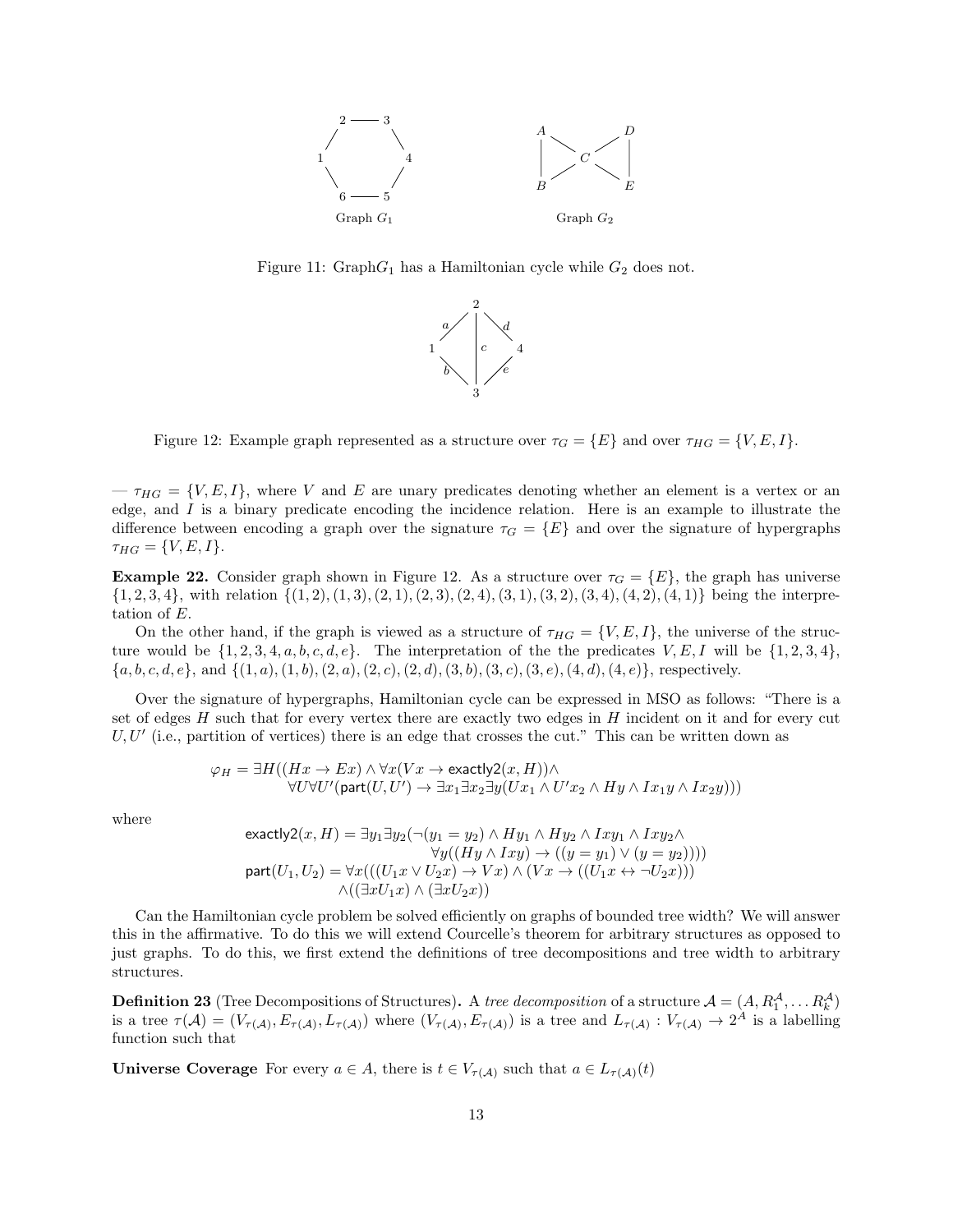Figure 11: Graph$G_1$ has a Hamiltonian cycle while $G_2$ does not.

Figure 12: Example graph represented as a structure over $\tau_G = \{E\}$ and over $\tau_{HG} = \{V, E, I\}$.

— $\tau_{HG} = \{V, E, I\}$, where $V$ and $E$ are unary predicates denoting whether an element is a vertex or an edge, and $I$ is a binary predicate encoding the incidence relation. Here is an example to illustrate the difference between encoding a graph over the signature $\tau_G = \{E\}$ and over the signature of hypergraphs $\tau_{HG} = \{V, E, I\}$.

**Example 22.** Consider graph shown in Figure 12. As a structure over $\tau_G = \{E\}$, the graph has universe $\{1, 2, 3, 4\}$, with relation $\{(1, 2), (1, 3), (2, 1), (2, 3), (2, 4), (3, 1), (3, 2), (3, 4), (4, 2), (4, 1)\}$ being the interpretation of $E$.

On the other hand, if the graph is viewed as a structure of $\tau_{HG} = \{V, E, I\}$, the universe of the structure would be $\{1, 2, 3, 4, a, b, c, d, e\}$. The interpretation of the the predicates $V, E, I$ will be $\{1, 2, 3, 4\}$, $\{a, b, c, d, e\}$, and $\{(1, a), (1, b), (2, a), (2, c), (2, d), (3, b), (3, c), (3, e), (4, d), (4, e)\}$, respectively.

Over the signature of hypergraphs, Hamiltonian cycle can be expressed in MSO as follows: "There is a set of edges $H$ such that for every vertex there are exactly two edges in $H$ incident on it and for every cut $U, U'$ (i.e., partition of vertices) there is an edge that crosses the cut." This can be written down as

$$\varphi_H = \exists H((Hx \to Ex) \wedge \forall x(Vx \to \mathsf{exactly2}(x, H)) \wedge \\ \forall U \forall U'(\mathsf{part}(U, U') \to \exists x_1 \exists x_2 \exists y(Ux_1 \wedge U'x_2 \wedge Hy \wedge Ix_1y \wedge Ix_2y)))$$

where

$$\mathsf{exactly2}(x, H) = \exists y_1 \exists y_2(\neg(y_1 = y_2) \wedge Hy_1 \wedge Hy_2 \wedge Ixy_1 \wedge Ixy_2 \wedge \\ \forall y((Hy \wedge Ixy) \to ((y = y_1) \vee (y = y_2))))$$
$$\mathsf{part}(U_1, U_2) = \forall x(((U_1x \vee U_2x) \to Vx) \wedge (Vx \to ((U_1x \leftrightarrow \neg U_2x))) \\ \wedge((\exists x U_1 x) \wedge (\exists x U_2 x))$$

Can the Hamiltonian cycle problem be solved efficiently on graphs of bounded tree width? We will answer this in the affirmative. To do this we will extend Courcelle's theorem for arbitrary structures as opposed to just graphs. To do this, we first extend the definitions of tree decompositions and tree width to arbitrary structures.

**Definition 23** (Tree Decompositions of Structures)**.** A *tree decomposition* of a structure $\mathcal{A} = (A, R_1^{\mathcal{A}}, \ldots R_k^{\mathcal{A}})$ is a tree $\tau(\mathcal{A}) = (V_{\tau(\mathcal{A})}, E_{\tau(\mathcal{A})}, L_{\tau(\mathcal{A})})$ where $(V_{\tau(\mathcal{A})}, E_{\tau(\mathcal{A})})$ is a tree and $L_{\tau(\mathcal{A})} : V_{\tau(\mathcal{A})} \to 2^A$ is a labelling function such that

**Universe Coverage** For every $a \in A$, there is $t \in V_{\tau(\mathcal{A})}$ such that $a \in L_{\tau(\mathcal{A})}(t)$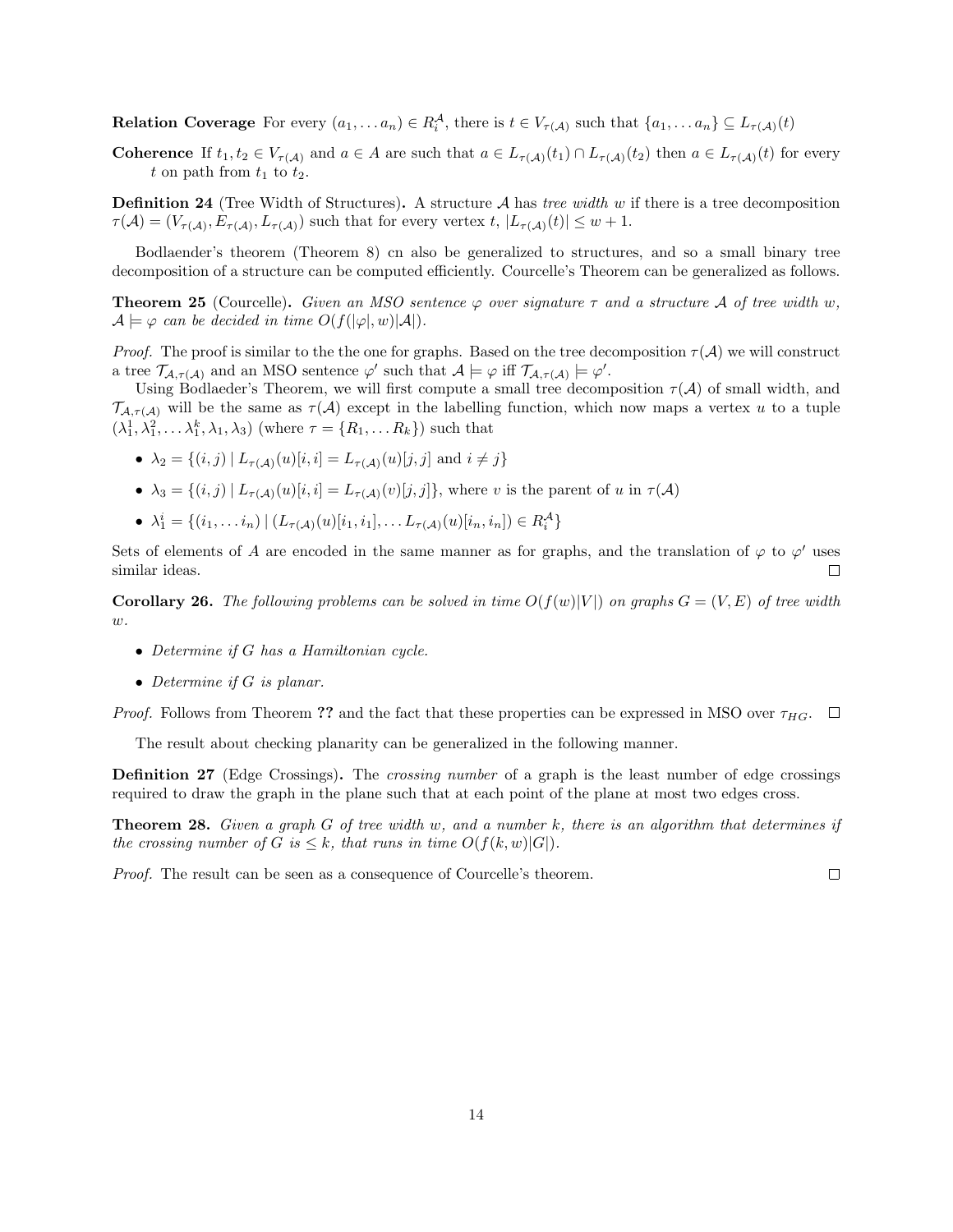**Relation Coverage** For every $(a_1, \ldots a_n) \in R_i^{\mathcal{A}}$, there is $t \in V_{\tau(\mathcal{A})}$ such that $\{a_1, \ldots a_n\} \subseteq L_{\tau(\mathcal{A})}(t)$

**Coherence** If $t_1, t_2 \in V_{\tau(\mathcal{A})}$ and $a \in A$ are such that $a \in L_{\tau(\mathcal{A})}(t_1) \cap L_{\tau(\mathcal{A})}(t_2)$ then $a \in L_{\tau(\mathcal{A})}(t)$ for every $t$ on path from $t_1$ to $t_2$.

**Definition 24** (Tree Width of Structures)**.** A structure $\mathcal{A}$ has *tree width* $w$ if there is a tree decomposition $\tau(\mathcal{A}) = (V_{\tau(\mathcal{A})}, E_{\tau(\mathcal{A})}, L_{\tau(\mathcal{A})})$ such that for every vertex $t$, $|L_{\tau(\mathcal{A})}(t)| \leq w + 1$.

Bodlaender's theorem (Theorem 8) cn also be generalized to structures, and so a small binary tree decomposition of a structure can be computed efficiently. Courcelle's Theorem can be generalized as follows.

**Theorem 25** (Courcelle)**.** *Given an MSO sentence $\varphi$ over signature $\tau$ and a structure $\mathcal{A}$ of tree width $w$, $\mathcal{A} \models \varphi$ can be decided in time $O(f(|\varphi|, w)|\mathcal{A}|)$.*

*Proof.* The proof is similar to the the one for graphs. Based on the tree decomposition $\tau(\mathcal{A})$ we will construct a tree $\mathcal{T}_{\mathcal{A},\tau(\mathcal{A})}$ and an MSO sentence $\varphi'$ such that $\mathcal{A} \models \varphi$ iff $\mathcal{T}_{\mathcal{A},\tau(\mathcal{A})} \models \varphi'$.

Using Bodlaeder's Theorem, we will first compute a small tree decomposition $\tau(\mathcal{A})$ of small width, and $\mathcal{T}_{\mathcal{A},\tau(\mathcal{A})}$ will be the same as $\tau(\mathcal{A})$ except in the labelling function, which now maps a vertex $u$ to a tuple $(\lambda_1^1, \lambda_1^2, \ldots \lambda_1^k, \lambda_1, \lambda_3)$ (where $\tau = \{R_1, \ldots R_k\}$) such that

- $\lambda_2 = \{(i,j) \mid L_{\tau(\mathcal{A})}(u)[i,i] = L_{\tau(\mathcal{A})}(u)[j,j] \text{ and } i \neq j\}$
- $\lambda_3 = \{(i,j) \mid L_{\tau(\mathcal{A})}(u)[i,i] = L_{\tau(\mathcal{A})}(v)[j,j]\}$, where $v$ is the parent of $u$ in $\tau(\mathcal{A})$
- $\lambda_1^i = \{(i_1, \ldots i_n) \mid (L_{\tau(\mathcal{A})}(u)[i_1,i_1], \ldots L_{\tau(\mathcal{A})}(u)[i_n,i_n]) \in R_i^{\mathcal{A}}\}$

Sets of elements of $A$ are encoded in the same manner as for graphs, and the translation of $\varphi$ to $\varphi'$ uses similar ideas. □

**Corollary 26.** *The following problems can be solved in time $O(f(w)|V|)$ on graphs $G = (V, E)$ of tree width $w$.*

- *Determine if $G$ has a Hamiltonian cycle.*
- *Determine if $G$ is planar.*

*Proof.* Follows from Theorem **??** and the fact that these properties can be expressed in MSO over $\tau_{HG}$. □

The result about checking planarity can be generalized in the following manner.

**Definition 27** (Edge Crossings)**.** The *crossing number* of a graph is the least number of edge crossings required to draw the graph in the plane such that at each point of the plane at most two edges cross.

**Theorem 28.** *Given a graph $G$ of tree width $w$, and a number $k$, there is an algorithm that determines if the crossing number of $G$ is $\leq k$, that runs in time $O(f(k, w)|G|)$.*

*Proof.* The result can be seen as a consequence of Courcelle's theorem. □